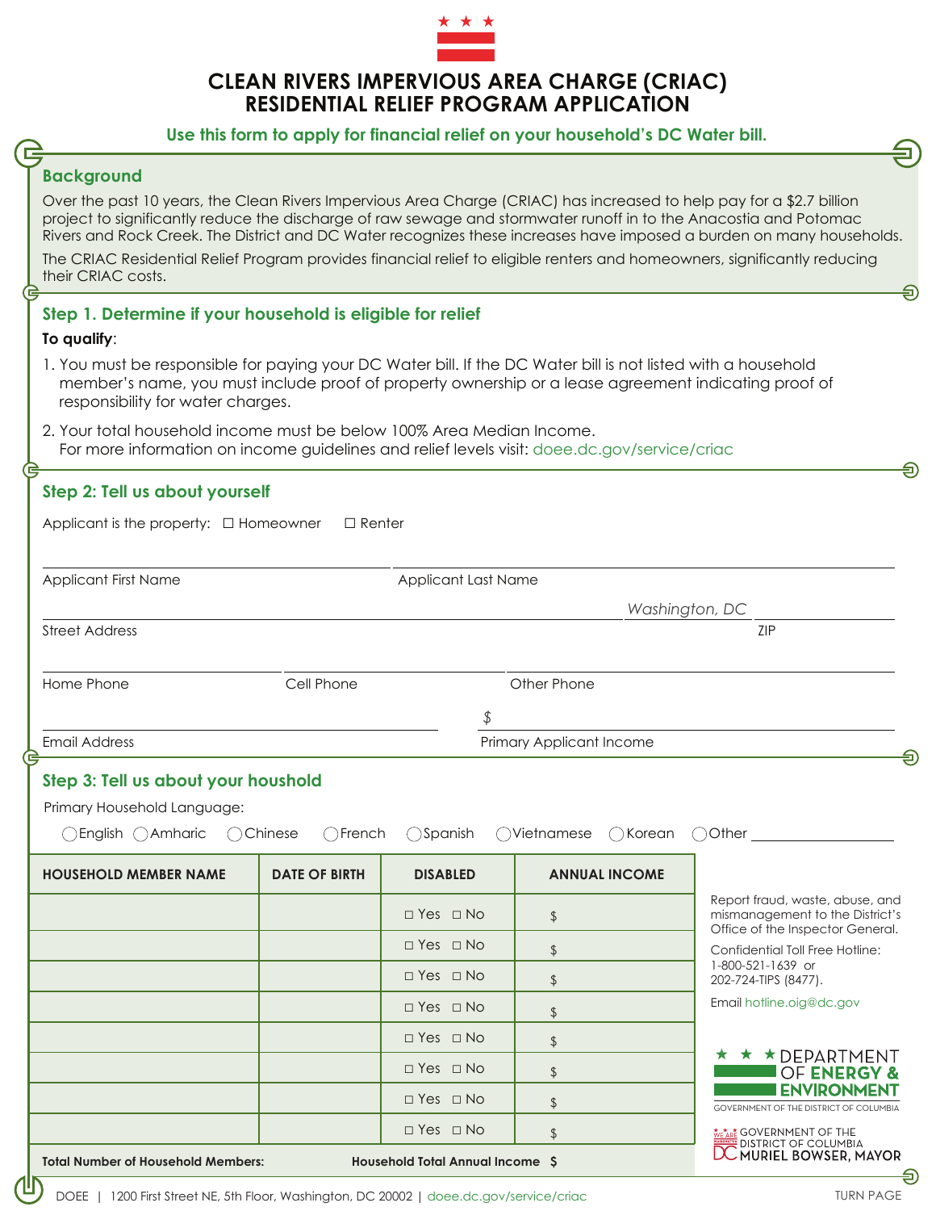# CLEAN RIVERS IMPERVIOUS AREA CHARGE (CRIAC) RESIDENTIAL RELIEF PROGRAM APPLICATION

**Use this form to apply for financial relief on your household's DC Water bill.**

## Background

Over the past 10 years, the Clean Rivers Impervious Area Charge (CRIAC) has increased to help pay for a $2.7 billion project to significantly reduce the discharge of raw sewage and stormwater runoff in to the Anacostia and Potomac Rivers and Rock Creek. The District and DC Water recognizes these increases have imposed a burden on many households.

The CRIAC Residential Relief Program provides financial relief to eligible renters and homeowners, significantly reducing their CRIAC costs.

## Step 1. Determine if your household is eligible for relief

**To qualify**:

1. You must be responsible for paying your DC Water bill. If the DC Water bill is not listed with a household member's name, you must include proof of property ownership or a lease agreement indicating proof of responsibility for water charges.
2. Your total household income must be below 100% Area Median Income.
   For more information on income guidelines and relief levels visit: doee.dc.gov/service/criac

## Step 2: Tell us about yourself

Applicant is the property: ☐ Homeowner ☐ Renter

Applicant First Name ____________________ Applicant Last Name ____________________

Street Address ____________________ *Washington, DC* ZIP ________

Home Phone ____________ Cell Phone ____________ Other Phone ____________

Email Address ____________________ Primary Applicant Income $ ____________

## Step 3: Tell us about your houshold

Primary Household Language:

◯ English ◯ Amharic ◯ Chinese ◯ French ◯ Spanish ◯ Vietnamese ◯ Korean ◯ Other ________

| HOUSEHOLD MEMBER NAME | DATE OF BIRTH | DISABLED | ANNUAL INCOME |
|---|---|---|---|
| | | ☐ Yes ☐ No | $ |
| | | ☐ Yes ☐ No | $ |
| | | ☐ Yes ☐ No | $ |
| | | ☐ Yes ☐ No | $ |
| | | ☐ Yes ☐ No | $ |
| | | ☐ Yes ☐ No | $ |
| | | ☐ Yes ☐ No | $ |
| | | ☐ Yes ☐ No | $ |
| **Total Number of Household Members:** | | **Household Total Annual Income** | **$** |

Report fraud, waste, abuse, and mismanagement to the District's Office of the Inspector General.

Confidential Toll Free Hotline: 1-800-521-1639 or 202-724-TIPS (8477).

Email hotline.oig@dc.gov

DEPARTMENT OF ENERGY & ENVIRONMENT
GOVERNMENT OF THE DISTRICT OF COLUMBIA

GOVERNMENT OF THE DISTRICT OF COLUMBIA
MURIEL BOWSER, MAYOR

DOEE | 1200 First Street NE, 5th Floor, Washington, DC 20002 | doee.dc.gov/service/criac

TURN PAGE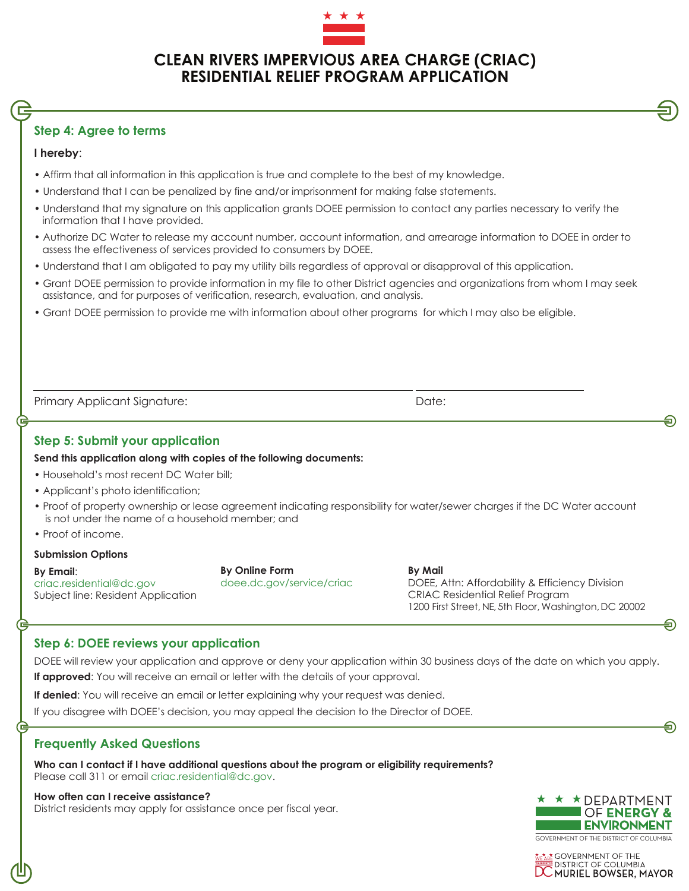// CLEAN RIVERS IMPERVIOUS AREA CHARGE (CRIAC) RESIDENTIAL RELIEF PROGRAM APPLICATION

## Step 4: Agree to terms

**I hereby**:

- Affirm that all information in this application is true and complete to the best of my knowledge.
- Understand that I can be penalized by fine and/or imprisonment for making false statements.
- Understand that my signature on this application grants DOEE permission to contact any parties necessary to verify the information that I have provided.
- Authorize DC Water to release my account number, account information, and arrearage information to DOEE in order to assess the effectiveness of services provided to consumers by DOEE.
- Understand that I am obligated to pay my utility bills regardless of approval or disapproval of this application.
- Grant DOEE permission to provide information in my file to other District agencies and organizations from whom I may seek assistance, and for purposes of verification, research, evaluation, and analysis.
- Grant DOEE permission to provide me with information about other programs for which I may also be eligible.

Primary Applicant Signature: ______________________ Date: ____________

## Step 5: Submit your application

**Send this application along with copies of the following documents:**

- Household's most recent DC Water bill;
- Applicant's photo identification;
- Proof of property ownership or lease agreement indicating responsibility for water/sewer charges if the DC Water account is not under the name of a household member; and
- Proof of income.

**Submission Options**

**By Email**:
criac.residential@dc.gov
Subject line: Resident Application

**By Online Form**
doee.dc.gov/service/criac

**By Mail**
DOEE, Attn: Affordability & Efficiency Division
CRIAC Residential Relief Program
1200 First Street, NE, 5th Floor, Washington, DC 20002

## Step 6: DOEE reviews your application

DOEE will review your application and approve or deny your application within 30 business days of the date on which you apply.

**If approved**: You will receive an email or letter with the details of your approval.

**If denied**: You will receive an email or letter explaining why your request was denied.

If you disagree with DOEE's decision, you may appeal the decision to the Director of DOEE.

## Frequently Asked Questions

**Who can I contact if I have additional questions about the program or eligibility requirements?**
Please call 311 or email criac.residential@dc.gov.

**How often can I receive assistance?**
District residents may apply for assistance once per fiscal year.

DEPARTMENT OF ENERGY & ENVIRONMENT
GOVERNMENT OF THE DISTRICT OF COLUMBIA

GOVERNMENT OF THE DISTRICT OF COLUMBIA
MURIEL BOWSER, MAYOR